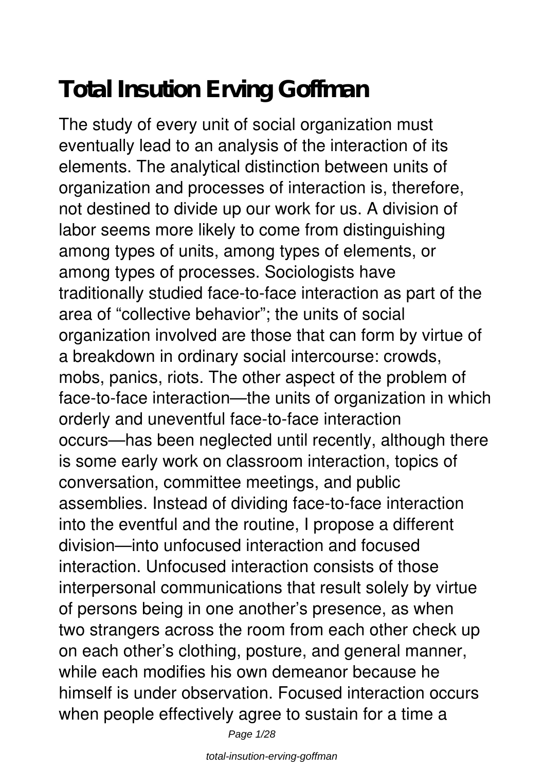# Total Insution Erving Goffman

The study of every unit of social organization must eventually lead to an analysis of the interaction of its elements. The analytical distinction between units of organization and processes of interaction is, therefore, not destined to divide up our work for us. A division of labor seems more likely to come from distinguishing among types of units, among types of elements, or among types of processes. Sociologists have traditionally studied face-to-face interaction as part of the area of "collective behavior"; the units of social organization involved are those that can form by virtue of a breakdown in ordinary social intercourse: crowds, mobs, panics, riots. The other aspect of the problem of face-to-face interaction—the units of organization in which orderly and uneventful face-to-face interaction occurs—has been neglected until recently, although there is some early work on classroom interaction, topics of conversation, committee meetings, and public assemblies. Instead of dividing face-to-face interaction into the eventful and the routine, I propose a different division—into unfocused interaction and focused interaction. Unfocused interaction consists of those interpersonal communications that result solely by virtue of persons being in one another's presence, as when two strangers across the room from each other check up on each other's clothing, posture, and general manner, while each modifies his own demeanor because he himself is under observation. Focused interaction occurs when people effectively agree to sustain for a time a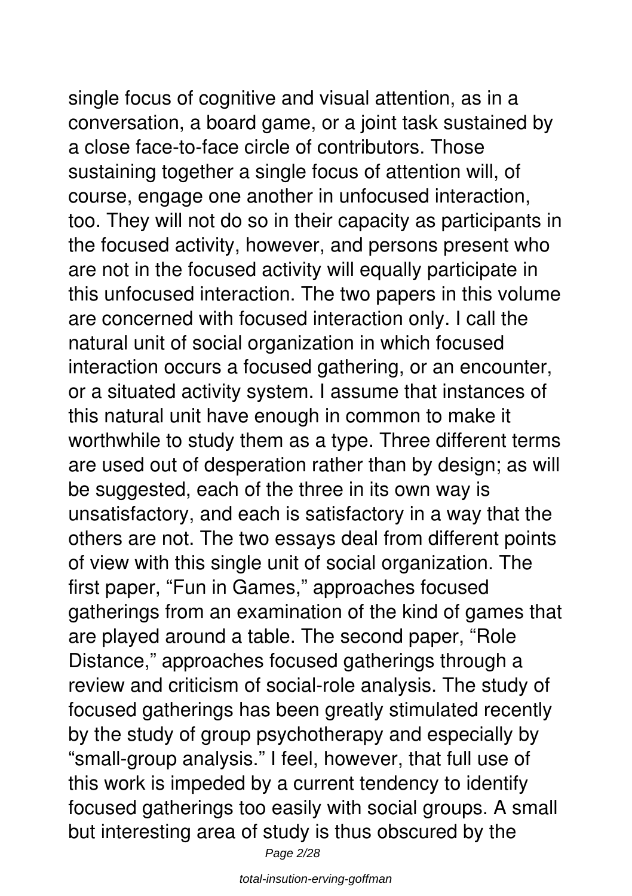single focus of cognitive and visual attention, as in a conversation, a board game, or a joint task sustained by a close face-to-face circle of contributors. Those sustaining together a single focus of attention will, of course, engage one another in unfocused interaction, too. They will not do so in their capacity as participants in the focused activity, however, and persons present who are not in the focused activity will equally participate in this unfocused interaction. The two papers in this volume are concerned with focused interaction only. I call the natural unit of social organization in which focused interaction occurs a focused gathering, or an encounter, or a situated activity system. I assume that instances of this natural unit have enough in common to make it worthwhile to study them as a type. Three different terms are used out of desperation rather than by design; as will be suggested, each of the three in its own way is unsatisfactory, and each is satisfactory in a way that the others are not. The two essays deal from different points of view with this single unit of social organization. The first paper, "Fun in Games," approaches focused gatherings from an examination of the kind of games that are played around a table. The second paper, "Role Distance," approaches focused gatherings through a review and criticism of social-role analysis. The study of focused gatherings has been greatly stimulated recently by the study of group psychotherapy and especially by "small-group analysis." I feel, however, that full use of this work is impeded by a current tendency to identify focused gatherings too easily with social groups. A small but interesting area of study is thus obscured by the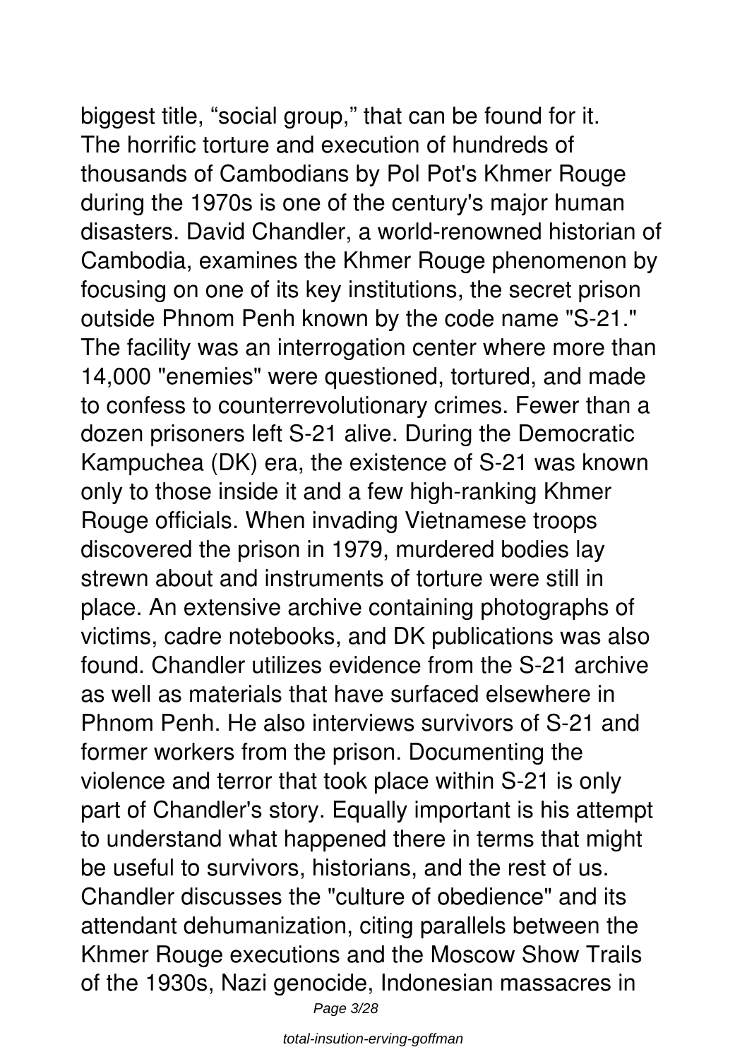biggest title, “social group,” that can be found for it.
The horrific torture and execution of hundreds of thousands of Cambodians by Pol Pot's Khmer Rouge during the 1970s is one of the century's major human disasters. David Chandler, a world-renowned historian of Cambodia, examines the Khmer Rouge phenomenon by focusing on one of its key institutions, the secret prison outside Phnom Penh known by the code name "S-21." The facility was an interrogation center where more than 14,000 "enemies" were questioned, tortured, and made to confess to counterrevolutionary crimes. Fewer than a dozen prisoners left S-21 alive. During the Democratic Kampuchea (DK) era, the existence of S-21 was known only to those inside it and a few high-ranking Khmer Rouge officials. When invading Vietnamese troops discovered the prison in 1979, murdered bodies lay strewn about and instruments of torture were still in place. An extensive archive containing photographs of victims, cadre notebooks, and DK publications was also found. Chandler utilizes evidence from the S-21 archive as well as materials that have surfaced elsewhere in Phnom Penh. He also interviews survivors of S-21 and former workers from the prison. Documenting the violence and terror that took place within S-21 is only part of Chandler's story. Equally important is his attempt to understand what happened there in terms that might be useful to survivors, historians, and the rest of us. Chandler discusses the "culture of obedience" and its attendant dehumanization, citing parallels between the Khmer Rouge executions and the Moscow Show Trails of the 1930s, Nazi genocide, Indonesian massacres in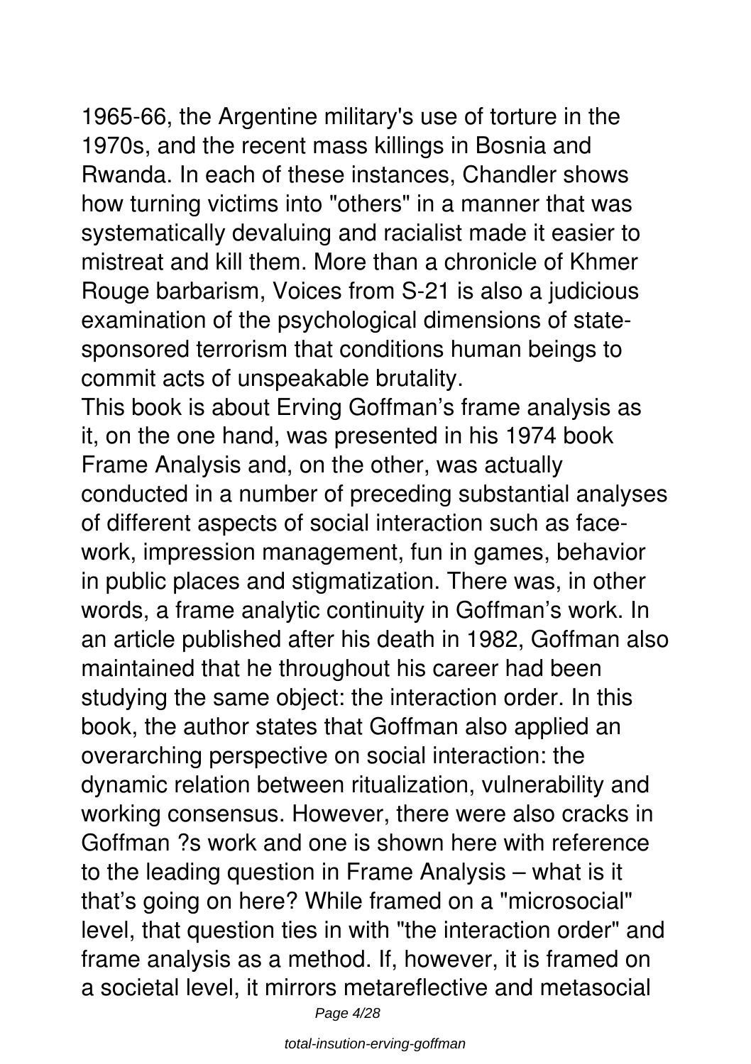1965-66, the Argentine military's use of torture in the 1970s, and the recent mass killings in Bosnia and Rwanda. In each of these instances, Chandler shows how turning victims into "others" in a manner that was systematically devaluing and racialist made it easier to mistreat and kill them. More than a chronicle of Khmer Rouge barbarism, Voices from S-21 is also a judicious examination of the psychological dimensions of state-sponsored terrorism that conditions human beings to commit acts of unspeakable brutality.

This book is about Erving Goffman's frame analysis as it, on the one hand, was presented in his 1974 book Frame Analysis and, on the other, was actually conducted in a number of preceding substantial analyses of different aspects of social interaction such as face-work, impression management, fun in games, behavior in public places and stigmatization. There was, in other words, a frame analytic continuity in Goffman's work. In an article published after his death in 1982, Goffman also maintained that he throughout his career had been studying the same object: the interaction order. In this book, the author states that Goffman also applied an overarching perspective on social interaction: the dynamic relation between ritualization, vulnerability and working consensus. However, there were also cracks in Goffman ?s work and one is shown here with reference to the leading question in Frame Analysis – what is it that's going on here? While framed on a "microsocial" level, that question ties in with "the interaction order" and frame analysis as a method. If, however, it is framed on a societal level, it mirrors metareflective and metasocial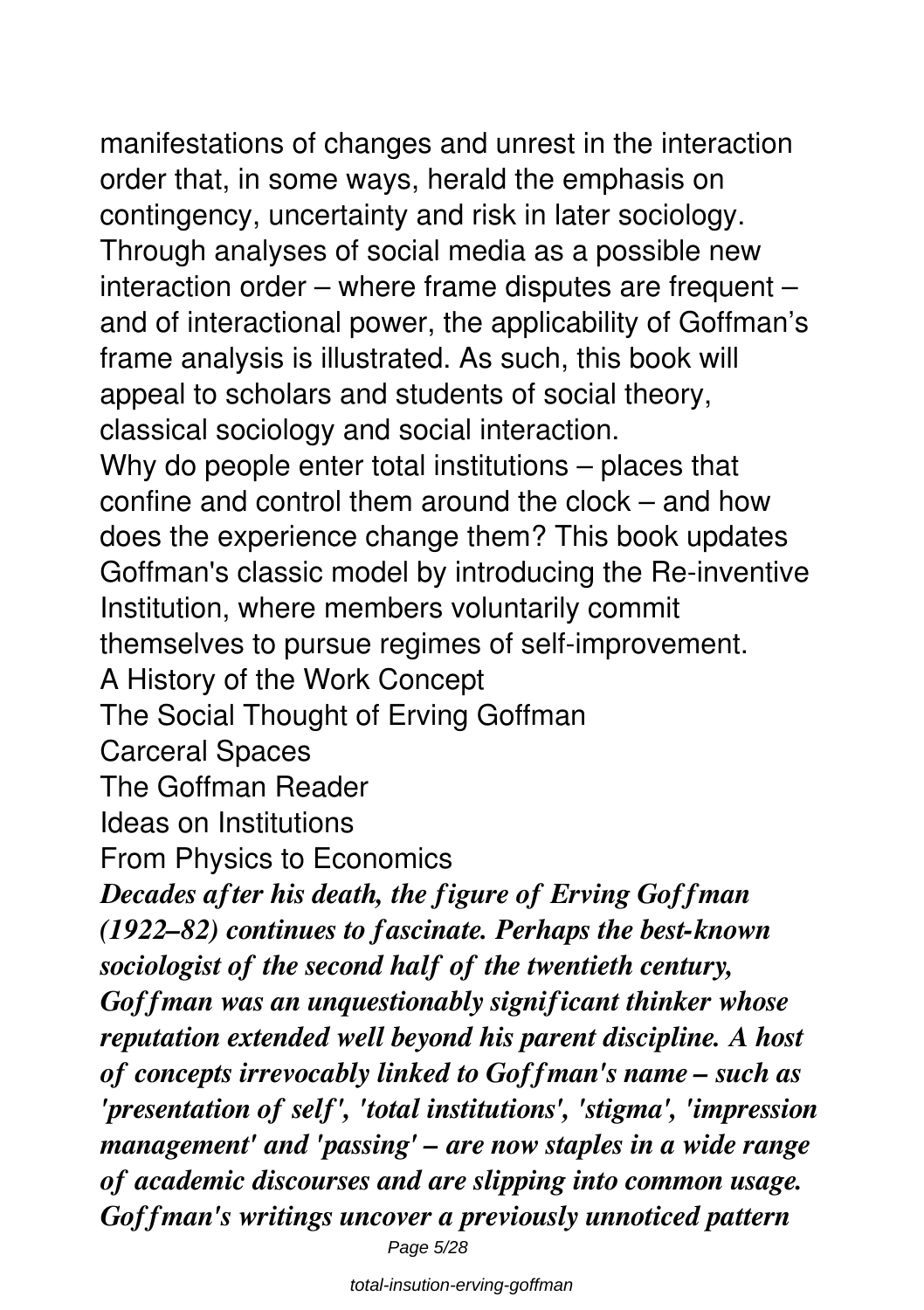manifestations of changes and unrest in the interaction order that, in some ways, herald the emphasis on contingency, uncertainty and risk in later sociology. Through analyses of social media as a possible new interaction order – where frame disputes are frequent – and of interactional power, the applicability of Goffman's frame analysis is illustrated. As such, this book will appeal to scholars and students of social theory, classical sociology and social interaction.

Why do people enter total institutions – places that confine and control them around the clock – and how does the experience change them? This book updates Goffman's classic model by introducing the Re-inventive Institution, where members voluntarily commit themselves to pursue regimes of self-improvement.

A History of the Work Concept

The Social Thought of Erving Goffman

Carceral Spaces

The Goffman Reader

Ideas on Institutions

From Physics to Economics

***Decades after his death, the figure of Erving Goffman (1922–82) continues to fascinate. Perhaps the best-known sociologist of the second half of the twentieth century, Goffman was an unquestionably significant thinker whose reputation extended well beyond his parent discipline. A host of concepts irrevocably linked to Goffman's name – such as 'presentation of self', 'total institutions', 'stigma', 'impression management' and 'passing' – are now staples in a wide range of academic discourses and are slipping into common usage. Goffman's writings uncover a previously unnoticed pattern***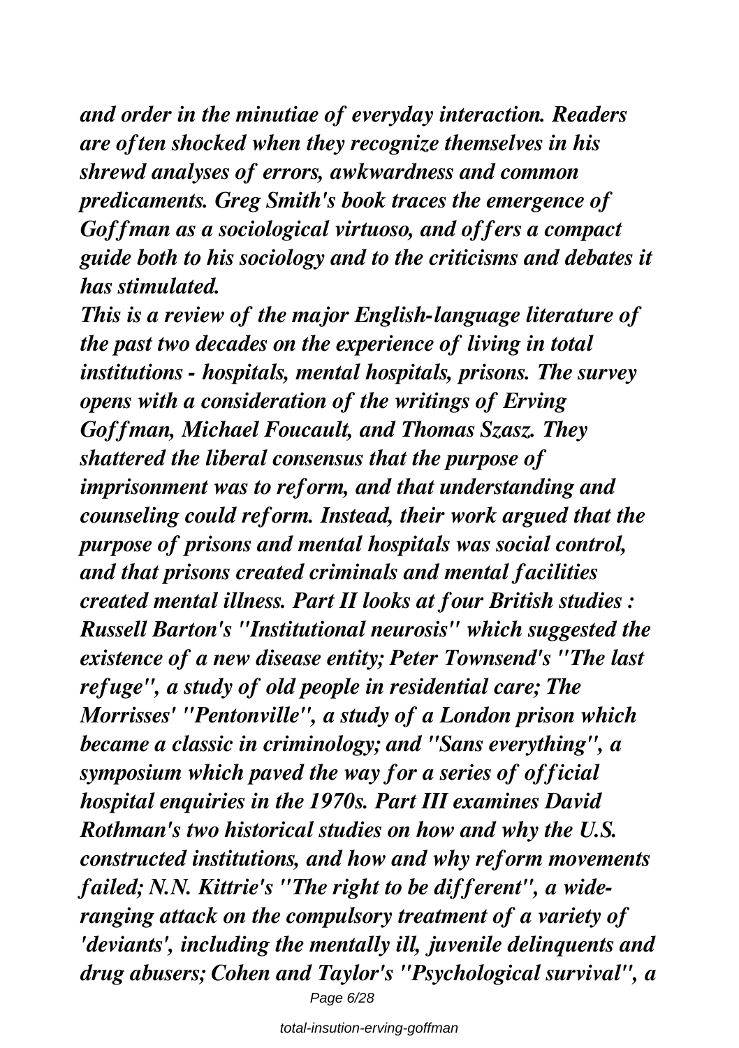*and order in the minutiae of everyday interaction. Readers are often shocked when they recognize themselves in his shrewd analyses of errors, awkwardness and common predicaments. Greg Smith's book traces the emergence of Goffman as a sociological virtuoso, and offers a compact guide both to his sociology and to the criticisms and debates it has stimulated.*

*This is a review of the major English-language literature of the past two decades on the experience of living in total institutions - hospitals, mental hospitals, prisons. The survey opens with a consideration of the writings of Erving Goffman, Michael Foucault, and Thomas Szasz. They shattered the liberal consensus that the purpose of imprisonment was to reform, and that understanding and counseling could reform. Instead, their work argued that the purpose of prisons and mental hospitals was social control, and that prisons created criminals and mental facilities created mental illness. Part II looks at four British studies : Russell Barton's "Institutional neurosis" which suggested the existence of a new disease entity; Peter Townsend's "The last refuge", a study of old people in residential care; The Morrisses' "Pentonville", a study of a London prison which became a classic in criminology; and "Sans everything", a symposium which paved the way for a series of official hospital enquiries in the 1970s. Part III examines David Rothman's two historical studies on how and why the U.S. constructed institutions, and how and why reform movements failed; N.N. Kittrie's "The right to be different", a wide-ranging attack on the compulsory treatment of a variety of 'deviants', including the mentally ill, juvenile delinquents and drug abusers; Cohen and Taylor's "Psychological survival", a*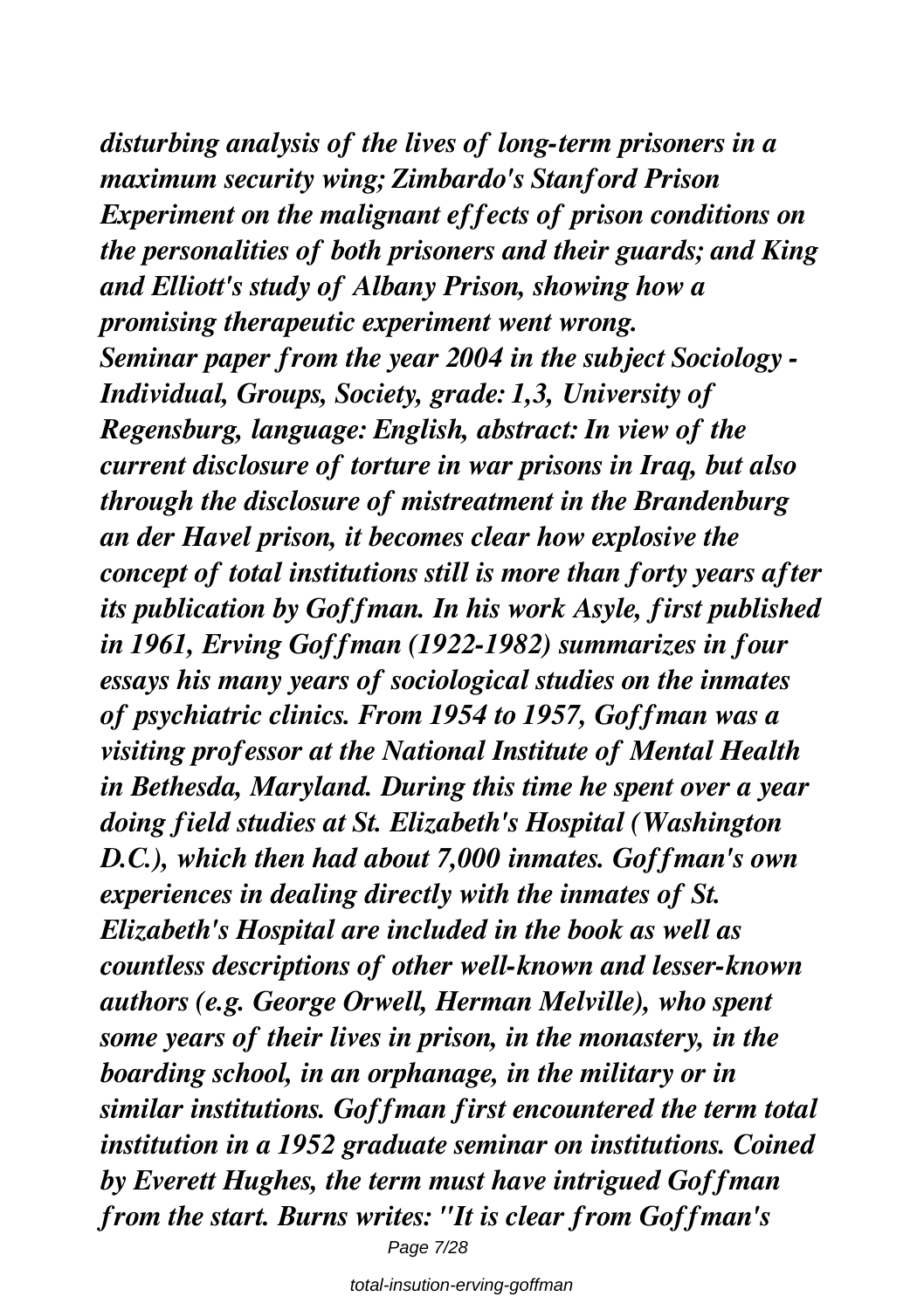*disturbing analysis of the lives of long-term prisoners in a maximum security wing; Zimbardo's Stanford Prison Experiment on the malignant effects of prison conditions on the personalities of both prisoners and their guards; and King and Elliott's study of Albany Prison, showing how a promising therapeutic experiment went wrong.*

*Seminar paper from the year 2004 in the subject Sociology - Individual, Groups, Society, grade: 1,3, University of Regensburg, language: English, abstract: In view of the current disclosure of torture in war prisons in Iraq, but also through the disclosure of mistreatment in the Brandenburg an der Havel prison, it becomes clear how explosive the concept of total institutions still is more than forty years after its publication by Goffman. In his work Asyle, first published in 1961, Erving Goffman (1922-1982) summarizes in four essays his many years of sociological studies on the inmates of psychiatric clinics. From 1954 to 1957, Goffman was a visiting professor at the National Institute of Mental Health in Bethesda, Maryland. During this time he spent over a year doing field studies at St. Elizabeth's Hospital (Washington D.C.), which then had about 7,000 inmates. Goffman's own experiences in dealing directly with the inmates of St. Elizabeth's Hospital are included in the book as well as countless descriptions of other well-known and lesser-known authors (e.g. George Orwell, Herman Melville), who spent some years of their lives in prison, in the monastery, in the boarding school, in an orphanage, in the military or in similar institutions. Goffman first encountered the term total institution in a 1952 graduate seminar on institutions. Coined by Everett Hughes, the term must have intrigued Goffman from the start. Burns writes: "It is clear from Goffman's*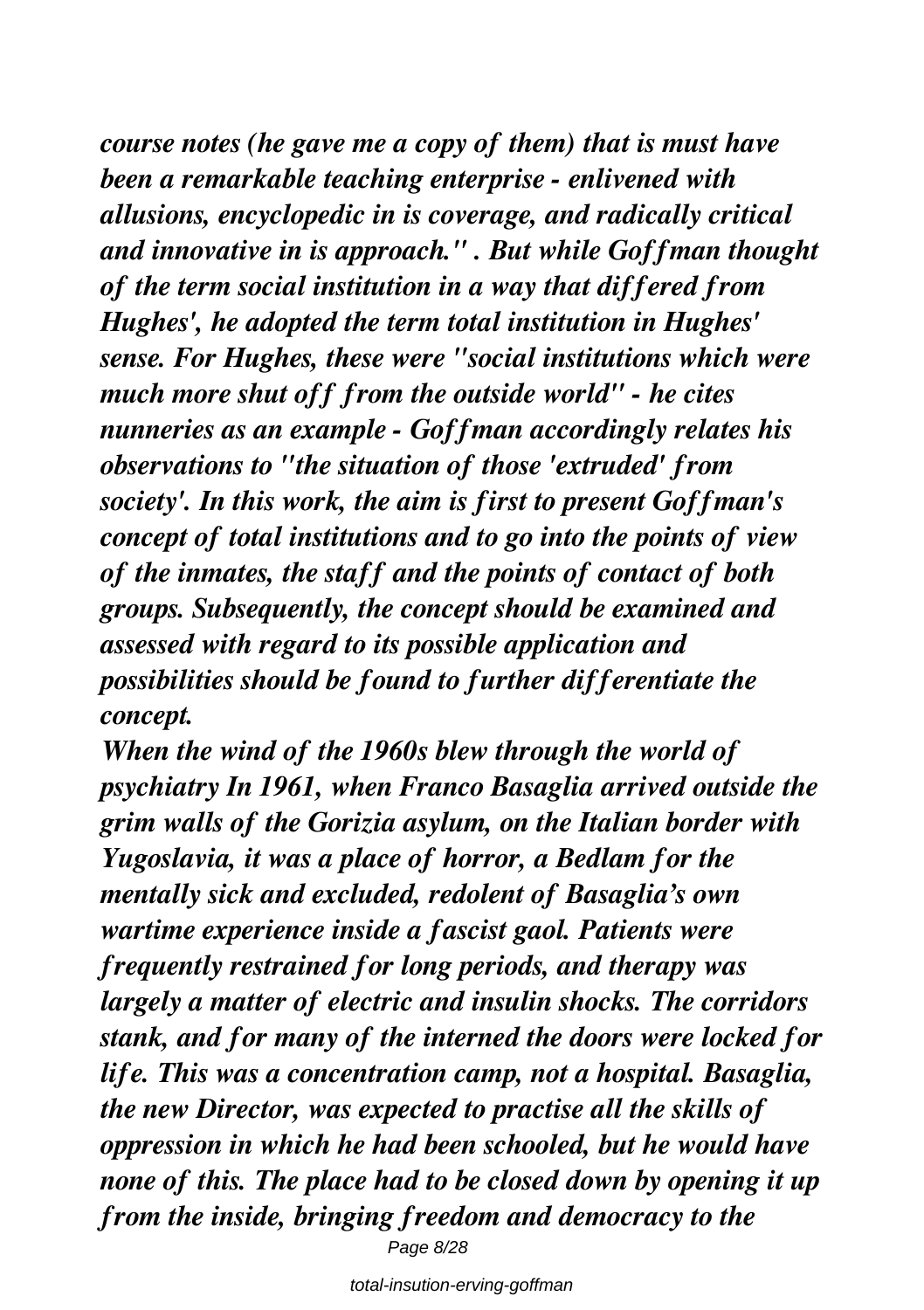*course notes (he gave me a copy of them) that is must have been a remarkable teaching enterprise - enlivened with allusions, encyclopedic in is coverage, and radically critical and innovative in is approach." . But while Goffman thought of the term social institution in a way that differed from Hughes', he adopted the term total institution in Hughes' sense. For Hughes, these were "social institutions which were much more shut off from the outside world" - he cites nunneries as an example - Goffman accordingly relates his observations to "the situation of those 'extruded' from society'. In this work, the aim is first to present Goffman's concept of total institutions and to go into the points of view of the inmates, the staff and the points of contact of both groups. Subsequently, the concept should be examined and assessed with regard to its possible application and possibilities should be found to further differentiate the concept.*

*When the wind of the 1960s blew through the world of psychiatry In 1961, when Franco Basaglia arrived outside the grim walls of the Gorizia asylum, on the Italian border with Yugoslavia, it was a place of horror, a Bedlam for the mentally sick and excluded, redolent of Basaglia's own wartime experience inside a fascist gaol. Patients were frequently restrained for long periods, and therapy was largely a matter of electric and insulin shocks. The corridors stank, and for many of the interned the doors were locked for life. This was a concentration camp, not a hospital. Basaglia, the new Director, was expected to practise all the skills of oppression in which he had been schooled, but he would have none of this. The place had to be closed down by opening it up from the inside, bringing freedom and democracy to the*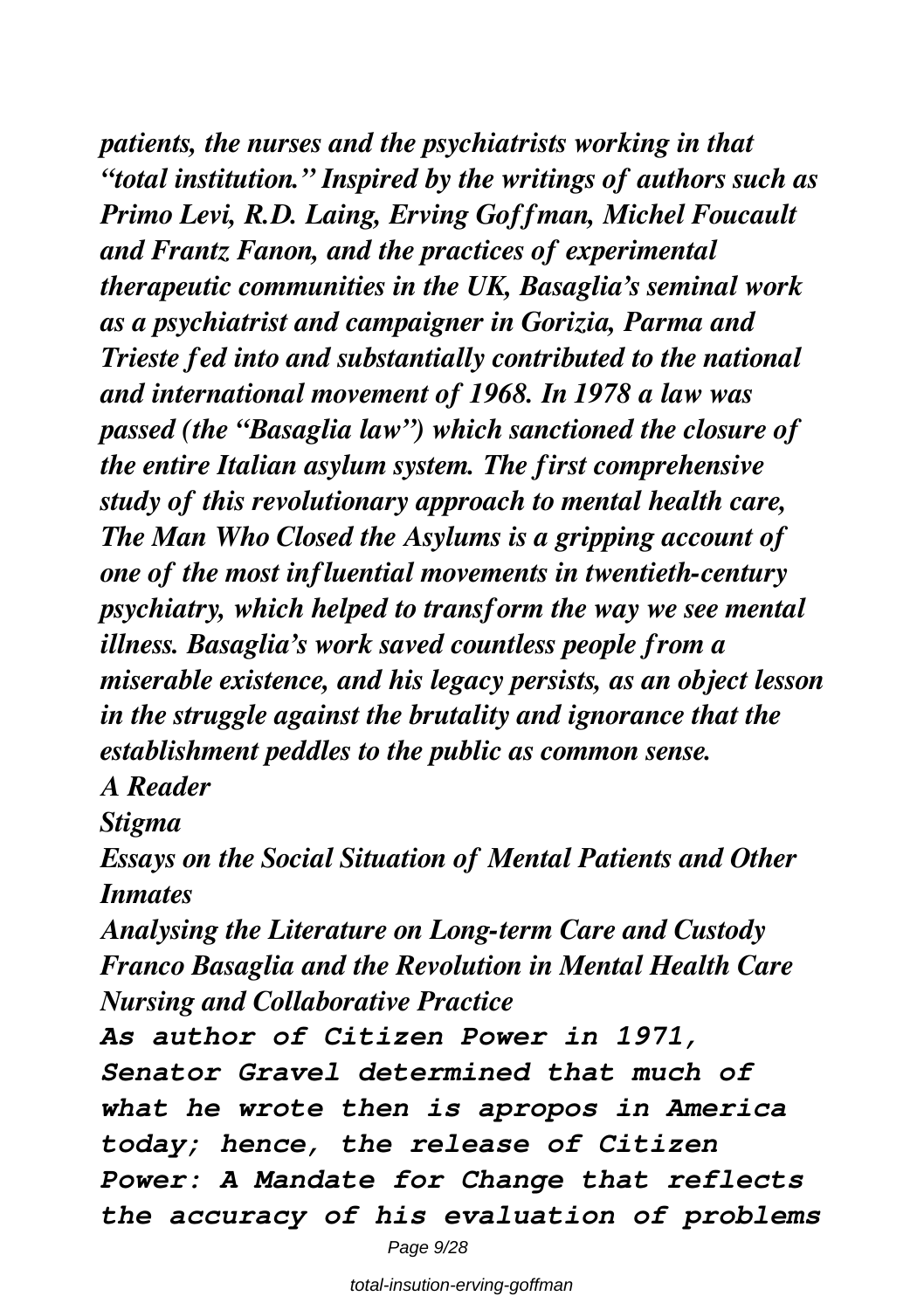*patients, the nurses and the psychiatrists working in that "total institution." Inspired by the writings of authors such as Primo Levi, R.D. Laing, Erving Goffman, Michel Foucault and Frantz Fanon, and the practices of experimental therapeutic communities in the UK, Basaglia's seminal work as a psychiatrist and campaigner in Gorizia, Parma and Trieste fed into and substantially contributed to the national and international movement of 1968. In 1978 a law was passed (the "Basaglia law") which sanctioned the closure of the entire Italian asylum system. The first comprehensive study of this revolutionary approach to mental health care, The Man Who Closed the Asylums is a gripping account of one of the most influential movements in twentieth-century psychiatry, which helped to transform the way we see mental illness. Basaglia's work saved countless people from a miserable existence, and his legacy persists, as an object lesson in the struggle against the brutality and ignorance that the establishment peddles to the public as common sense.*

*A Reader*

*Stigma*

*Essays on the Social Situation of Mental Patients and Other Inmates*

*Analysing the Literature on Long-term Care and Custody*

*Franco Basaglia and the Revolution in Mental Health Care*

*Nursing and Collaborative Practice*

*As author of Citizen Power in 1971, Senator Gravel determined that much of what he wrote then is apropos in America today; hence, the release of Citizen Power: A Mandate for Change that reflects the accuracy of his evaluation of problems*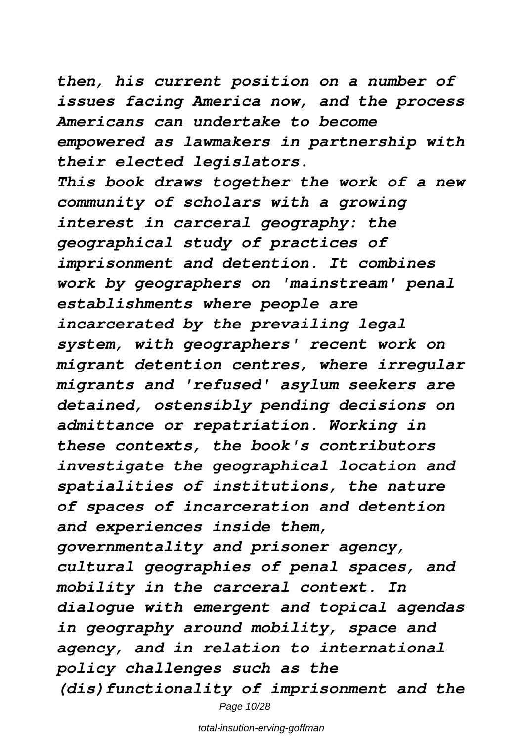*then, his current position on a number of issues facing America now, and the process Americans can undertake to become empowered as lawmakers in partnership with their elected legislators.*

*This book draws together the work of a new community of scholars with a growing interest in carceral geography: the geographical study of practices of imprisonment and detention. It combines work by geographers on 'mainstream' penal establishments where people are incarcerated by the prevailing legal system, with geographers' recent work on migrant detention centres, where irregular migrants and 'refused' asylum seekers are detained, ostensibly pending decisions on admittance or repatriation. Working in these contexts, the book's contributors investigate the geographical location and spatialities of institutions, the nature of spaces of incarceration and detention and experiences inside them, governmentality and prisoner agency, cultural geographies of penal spaces, and mobility in the carceral context. In dialogue with emergent and topical agendas in geography around mobility, space and agency, and in relation to international policy challenges such as the (dis)functionality of imprisonment and the*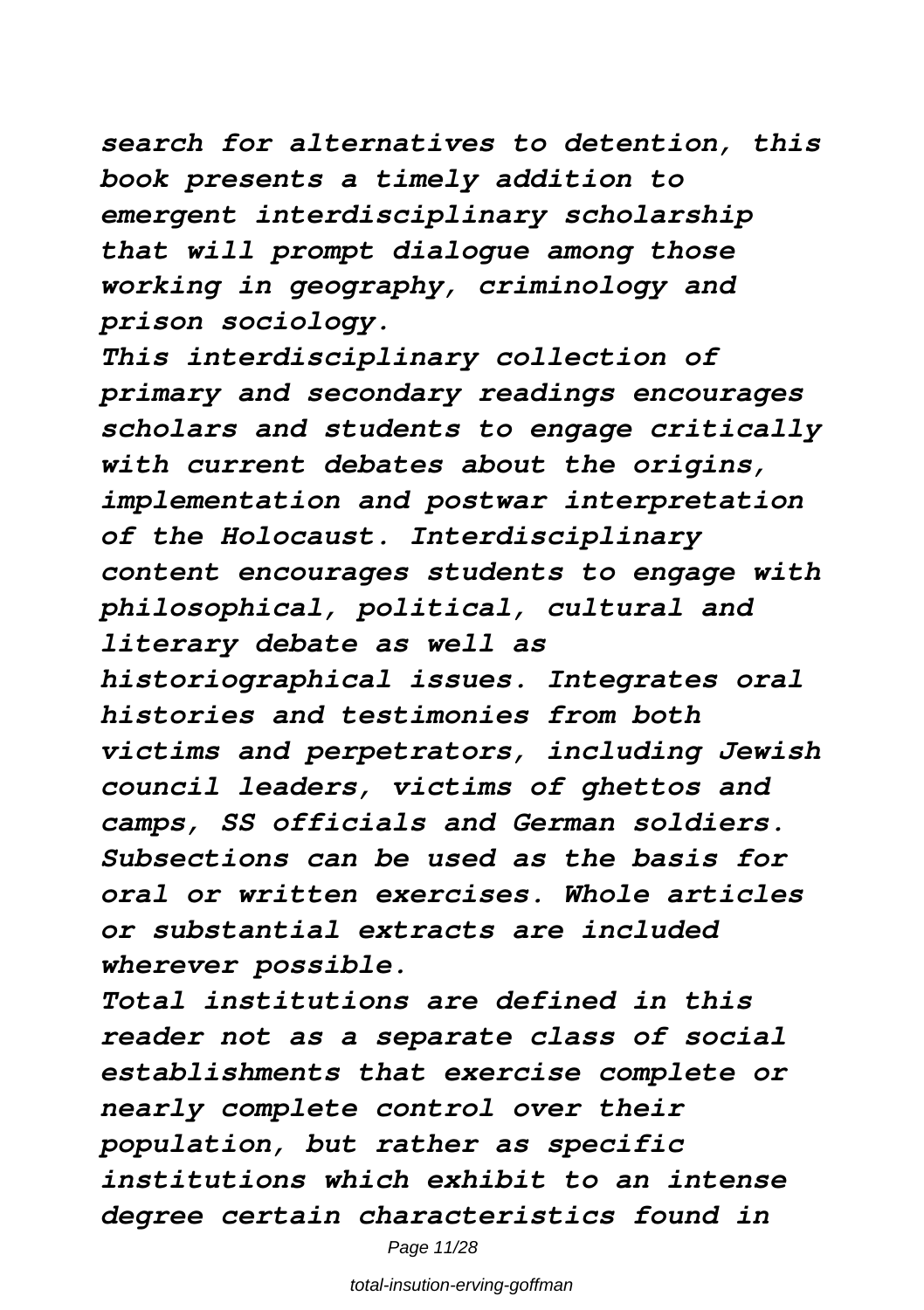*search for alternatives to detention, this book presents a timely addition to emergent interdisciplinary scholarship that will prompt dialogue among those working in geography, criminology and prison sociology.*

*This interdisciplinary collection of primary and secondary readings encourages scholars and students to engage critically with current debates about the origins, implementation and postwar interpretation of the Holocaust. Interdisciplinary content encourages students to engage with philosophical, political, cultural and literary debate as well as historiographical issues. Integrates oral histories and testimonies from both victims and perpetrators, including Jewish council leaders, victims of ghettos and camps, SS officials and German soldiers. Subsections can be used as the basis for oral or written exercises. Whole articles or substantial extracts are included wherever possible.*

*Total institutions are defined in this reader not as a separate class of social establishments that exercise complete or nearly complete control over their population, but rather as specific institutions which exhibit to an intense degree certain characteristics found in*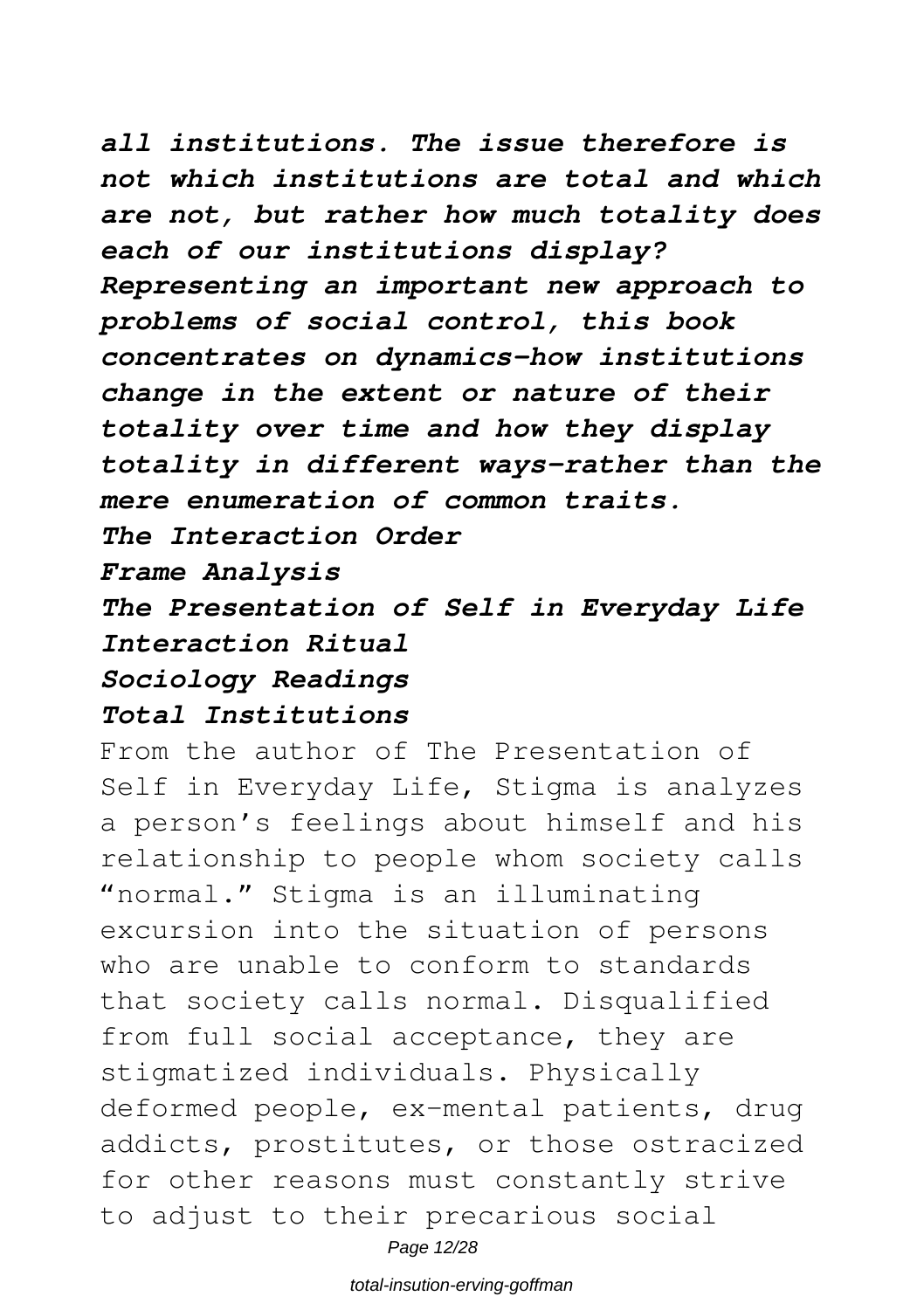*all institutions. The issue therefore is not which institutions are total and which are not, but rather how much totality does each of our institutions display? Representing an important new approach to problems of social control, this book concentrates on dynamics-how institutions change in the extent or nature of their totality over time and how they display totality in different ways-rather than the mere enumeration of common traits.*

*The Interaction Order*

*Frame Analysis*

*The Presentation of Self in Everyday Life*

*Interaction Ritual*

*Sociology Readings*

*Total Institutions*

From the author of The Presentation of Self in Everyday Life, Stigma is analyzes a person's feelings about himself and his relationship to people whom society calls "normal." Stigma is an illuminating excursion into the situation of persons who are unable to conform to standards that society calls normal. Disqualified from full social acceptance, they are stigmatized individuals. Physically deformed people, ex-mental patients, drug addicts, prostitutes, or those ostracized for other reasons must constantly strive to adjust to their precarious social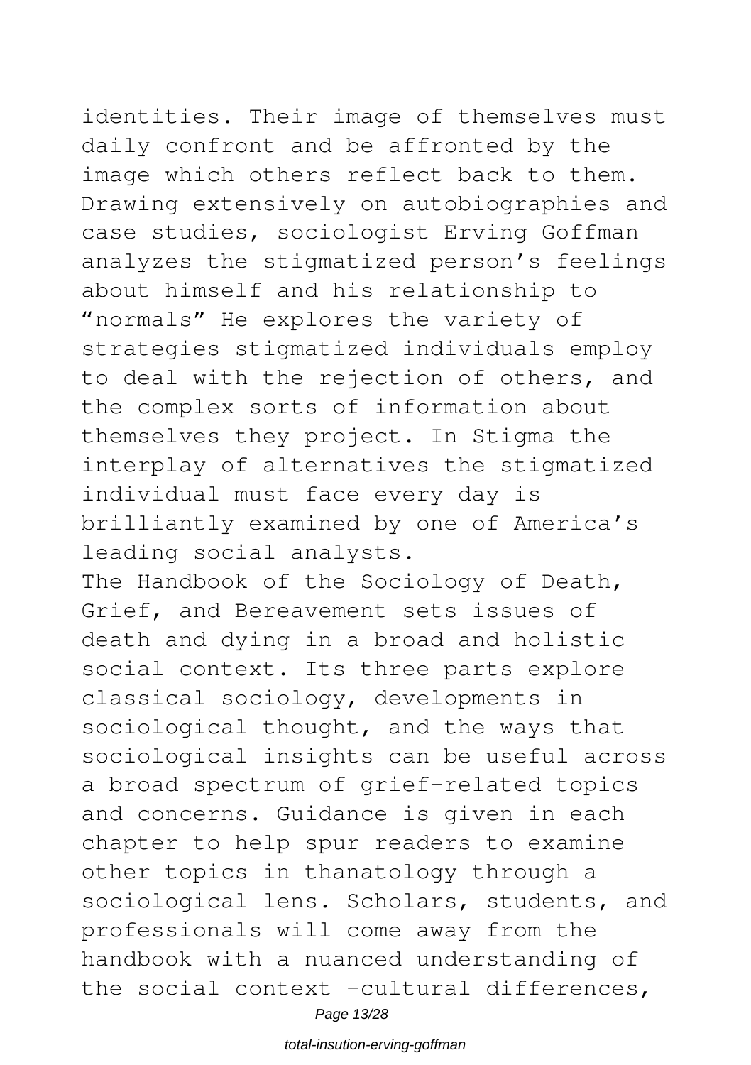identities. Their image of themselves must daily confront and be affronted by the image which others reflect back to them. Drawing extensively on autobiographies and case studies, sociologist Erving Goffman analyzes the stigmatized person's feelings about himself and his relationship to "normals" He explores the variety of strategies stigmatized individuals employ to deal with the rejection of others, and the complex sorts of information about themselves they project. In Stigma the interplay of alternatives the stigmatized individual must face every day is brilliantly examined by one of America's leading social analysts.

The Handbook of the Sociology of Death, Grief, and Bereavement sets issues of death and dying in a broad and holistic social context. Its three parts explore classical sociology, developments in sociological thought, and the ways that sociological insights can be useful across a broad spectrum of grief-related topics and concerns. Guidance is given in each chapter to help spur readers to examine other topics in thanatology through a sociological lens. Scholars, students, and professionals will come away from the handbook with a nuanced understanding of the social context –cultural differences,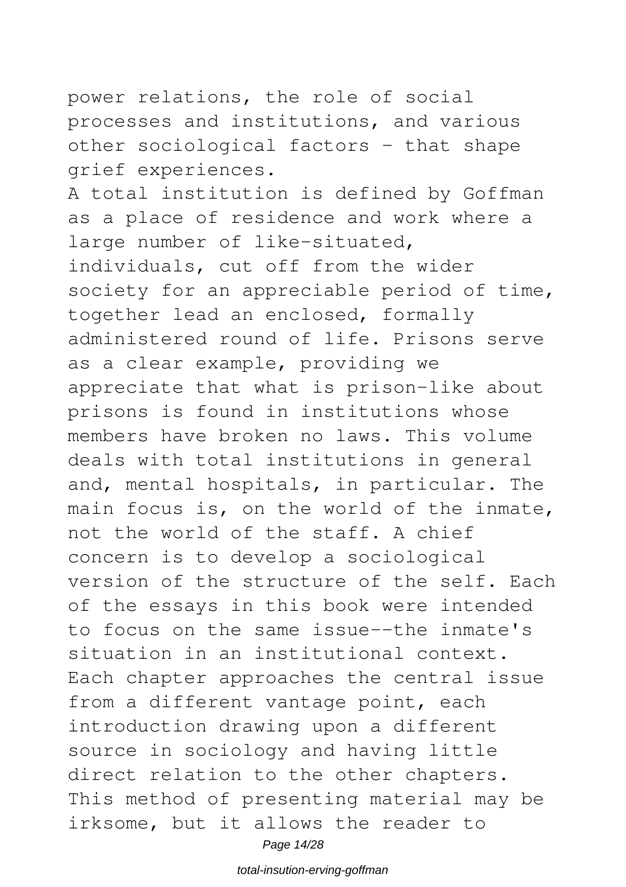power relations, the role of social processes and institutions, and various other sociological factors – that shape grief experiences.

A total institution is defined by Goffman as a place of residence and work where a large number of like-situated, individuals, cut off from the wider society for an appreciable period of time, together lead an enclosed, formally administered round of life. Prisons serve as a clear example, providing we appreciate that what is prison-like about prisons is found in institutions whose members have broken no laws. This volume deals with total institutions in general and, mental hospitals, in particular. The main focus is, on the world of the inmate, not the world of the staff. A chief concern is to develop a sociological version of the structure of the self. Each of the essays in this book were intended to focus on the same issue--the inmate's situation in an institutional context. Each chapter approaches the central issue from a different vantage point, each introduction drawing upon a different source in sociology and having little direct relation to the other chapters. This method of presenting material may be irksome, but it allows the reader to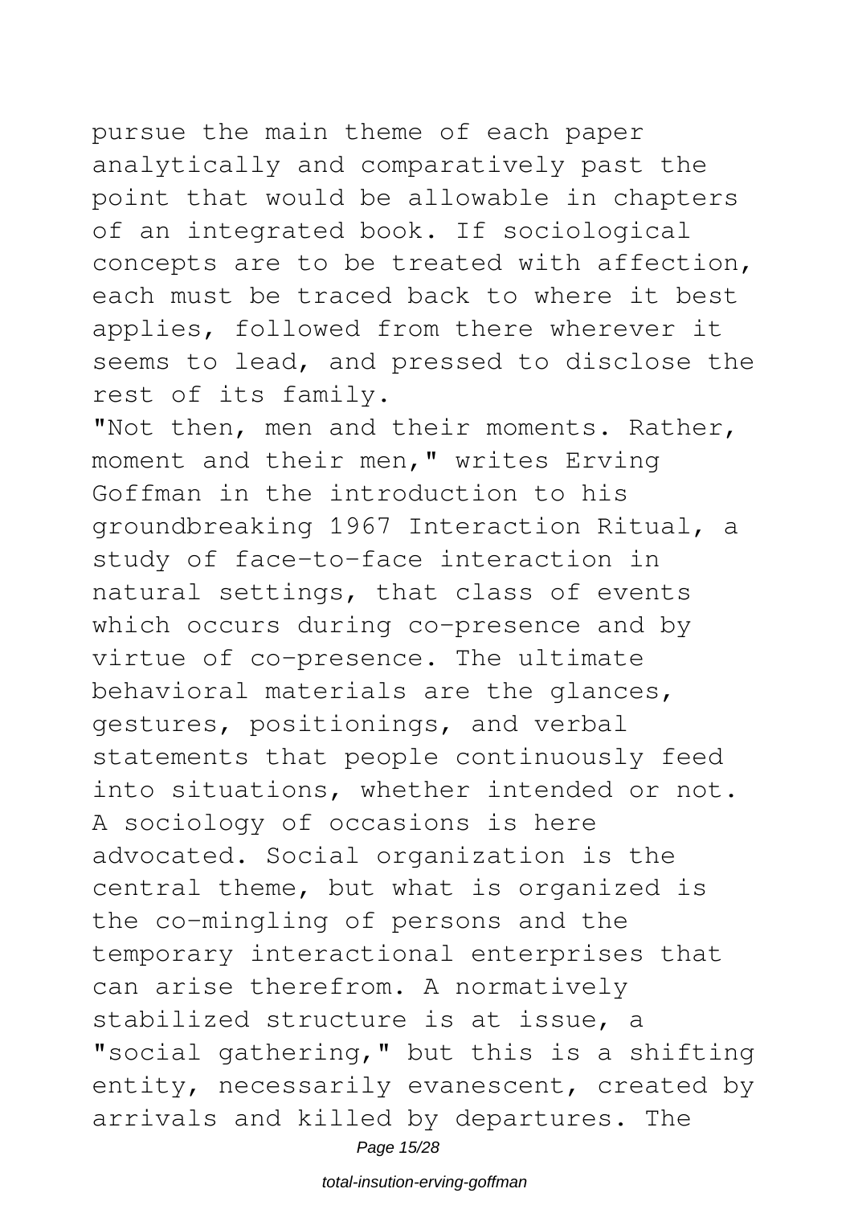pursue the main theme of each paper analytically and comparatively past the point that would be allowable in chapters of an integrated book. If sociological concepts are to be treated with affection, each must be traced back to where it best applies, followed from there wherever it seems to lead, and pressed to disclose the rest of its family.

"Not then, men and their moments. Rather, moment and their men," writes Erving Goffman in the introduction to his groundbreaking 1967 Interaction Ritual, a study of face-to-face interaction in natural settings, that class of events which occurs during co-presence and by virtue of co-presence. The ultimate behavioral materials are the glances, gestures, positionings, and verbal statements that people continuously feed into situations, whether intended or not. A sociology of occasions is here advocated. Social organization is the central theme, but what is organized is the co-mingling of persons and the temporary interactional enterprises that can arise therefrom. A normatively stabilized structure is at issue, a "social gathering," but this is a shifting entity, necessarily evanescent, created by arrivals and killed by departures. The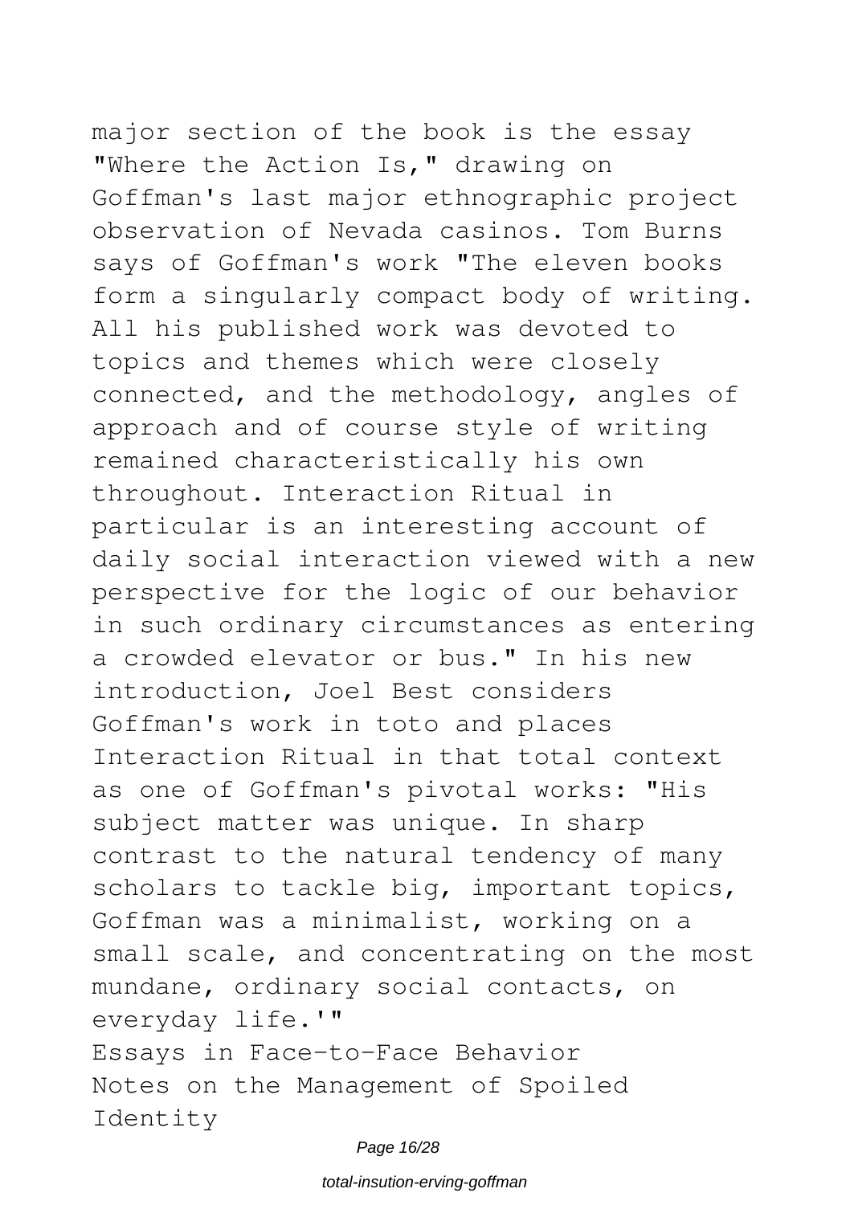major section of the book is the essay "Where the Action Is," drawing on Goffman's last major ethnographic project observation of Nevada casinos. Tom Burns says of Goffman's work "The eleven books form a singularly compact body of writing. All his published work was devoted to topics and themes which were closely connected, and the methodology, angles of approach and of course style of writing remained characteristically his own throughout. Interaction Ritual in particular is an interesting account of daily social interaction viewed with a new perspective for the logic of our behavior in such ordinary circumstances as entering a crowded elevator or bus." In his new introduction, Joel Best considers Goffman's work in toto and places Interaction Ritual in that total context as one of Goffman's pivotal works: "His subject matter was unique. In sharp contrast to the natural tendency of many scholars to tackle big, important topics, Goffman was a minimalist, working on a small scale, and concentrating on the most mundane, ordinary social contacts, on everyday life.'"

Essays in Face-to-Face Behavior

Notes on the Management of Spoiled Identity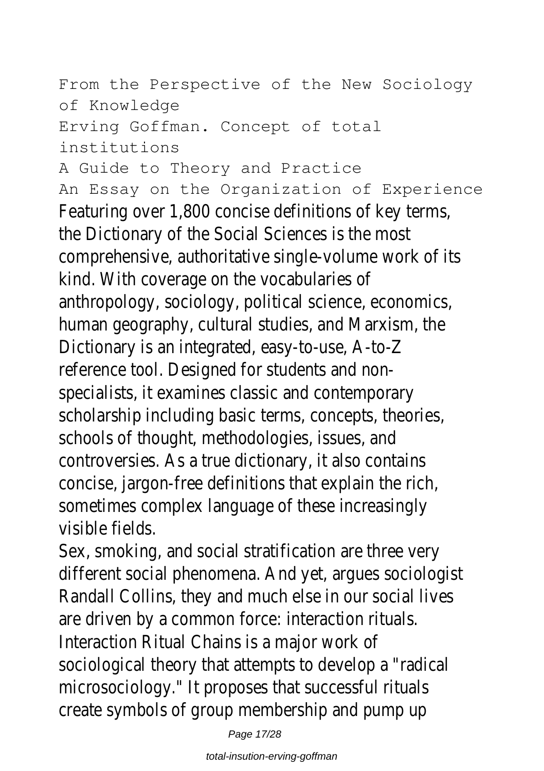From the Perspective of the New Sociology of Knowledge
Erving Goffman. Concept of total institutions
A Guide to Theory and Practice
An Essay on the Organization of Experience

Featuring over 1,800 concise definitions of key terms, the Dictionary of the Social Sciences is the most comprehensive, authoritative single-volume work of its kind. With coverage on the vocabularies of anthropology, sociology, political science, economics, human geography, cultural studies, and Marxism, the Dictionary is an integrated, easy-to-use, A-to-Z reference tool. Designed for students and non-specialists, it examines classic and contemporary scholarship including basic terms, concepts, theories, schools of thought, methodologies, issues, and controversies. As a true dictionary, it also contains concise, jargon-free definitions that explain the rich, sometimes complex language of these increasingly visible fields.

Sex, smoking, and social stratification are three very different social phenomena. And yet, argues sociologist Randall Collins, they and much else in our social lives are driven by a common force: interaction rituals. Interaction Ritual Chains is a major work of sociological theory that attempts to develop a "radical microsociology." It proposes that successful rituals create symbols of group membership and pump up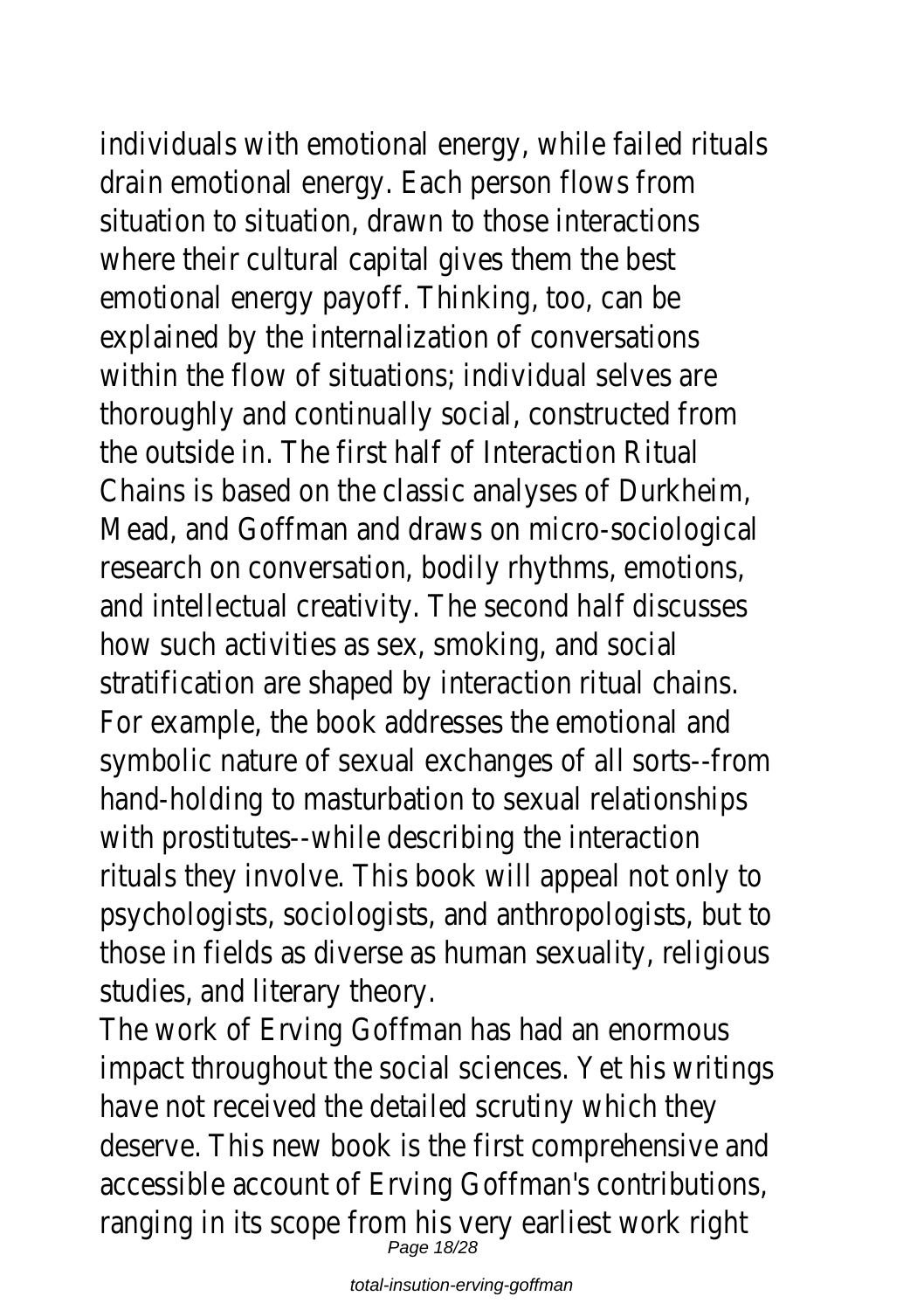individuals with emotional energy, while failed rituals drain emotional energy. Each person flows from situation to situation, drawn to those interactions where their cultural capital gives them the best emotional energy payoff. Thinking, too, can be explained by the internalization of conversations within the flow of situations; individual selves are thoroughly and continually social, constructed from the outside in. The first half of Interaction Ritual Chains is based on the classic analyses of Durkheim, Mead, and Goffman and draws on micro-sociological research on conversation, bodily rhythms, emotions, and intellectual creativity. The second half discusses how such activities as sex, smoking, and social stratification are shaped by interaction ritual chains. For example, the book addresses the emotional and symbolic nature of sexual exchanges of all sorts--from hand-holding to masturbation to sexual relationships with prostitutes--while describing the interaction rituals they involve. This book will appeal not only to psychologists, sociologists, and anthropologists, but to those in fields as diverse as human sexuality, religious studies, and literary theory.

The work of Erving Goffman has had an enormous impact throughout the social sciences. Yet his writings have not received the detailed scrutiny which they deserve. This new book is the first comprehensive and accessible account of Erving Goffman's contributions, ranging in its scope from his very earliest work right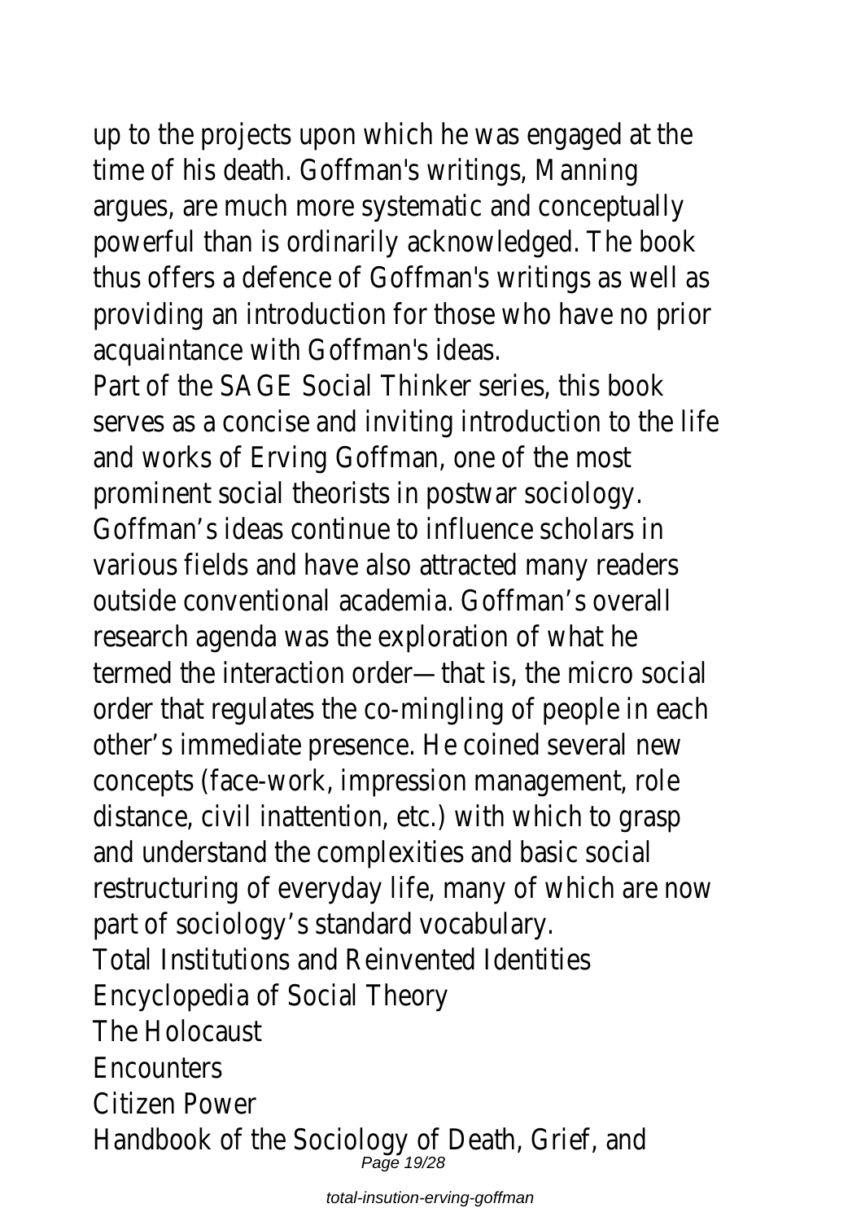up to the projects upon which he was engaged at the time of his death. Goffman's writings, Manning argues, are much more systematic and conceptually powerful than is ordinarily acknowledged. The book thus offers a defence of Goffman's writings as well as providing an introduction for those who have no prior acquaintance with Goffman's ideas.

Part of the SAGE Social Thinker series, this book serves as a concise and inviting introduction to the life and works of Erving Goffman, one of the most prominent social theorists in postwar sociology. Goffman's ideas continue to influence scholars in various fields and have also attracted many readers outside conventional academia. Goffman's overall research agenda was the exploration of what he termed the interaction order—that is, the micro social order that regulates the co-mingling of people in each other's immediate presence. He coined several new concepts (face-work, impression management, role distance, civil inattention, etc.) with which to grasp and understand the complexities and basic social restructuring of everyday life, many of which are now part of sociology's standard vocabulary.

Total Institutions and Reinvented Identities

Encyclopedia of Social Theory

The Holocaust

Encounters

Citizen Power

Handbook of the Sociology of Death, Grief, and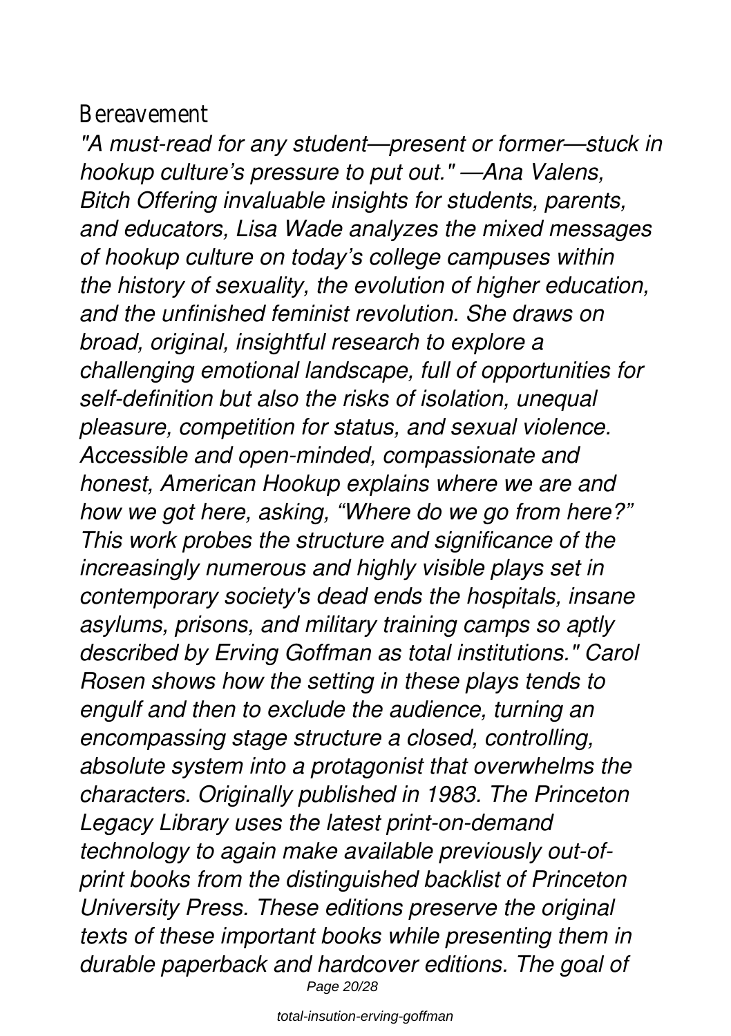Bereavement

*"A must-read for any student—present or former—stuck in hookup culture's pressure to put out." —Ana Valens, Bitch Offering invaluable insights for students, parents, and educators, Lisa Wade analyzes the mixed messages of hookup culture on today's college campuses within the history of sexuality, the evolution of higher education, and the unfinished feminist revolution. She draws on broad, original, insightful research to explore a challenging emotional landscape, full of opportunities for self-definition but also the risks of isolation, unequal pleasure, competition for status, and sexual violence. Accessible and open-minded, compassionate and honest, American Hookup explains where we are and how we got here, asking, "Where do we go from here?" This work probes the structure and significance of the increasingly numerous and highly visible plays set in contemporary society's dead ends the hospitals, insane asylums, prisons, and military training camps so aptly described by Erving Goffman as total institutions." Carol Rosen shows how the setting in these plays tends to engulf and then to exclude the audience, turning an encompassing stage structure a closed, controlling, absolute system into a protagonist that overwhelms the characters. Originally published in 1983. The Princeton Legacy Library uses the latest print-on-demand technology to again make available previously out-of-print books from the distinguished backlist of Princeton University Press. These editions preserve the original texts of these important books while presenting them in durable paperback and hardcover editions. The goal of*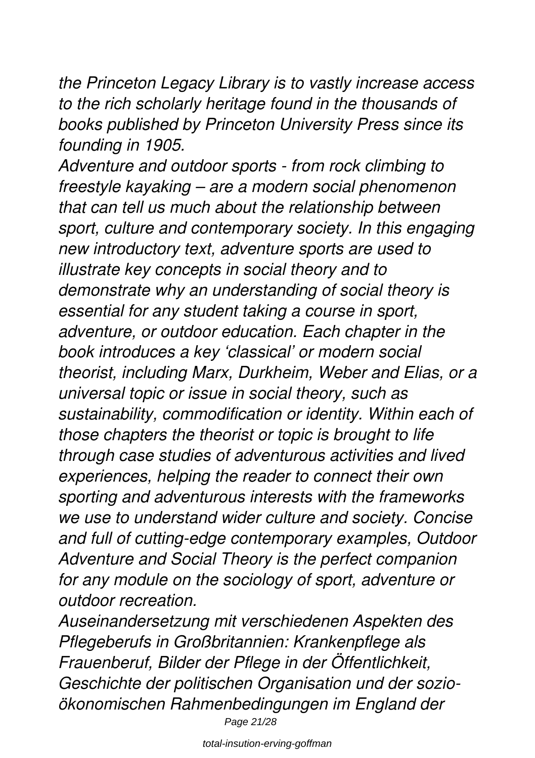*the Princeton Legacy Library is to vastly increase access to the rich scholarly heritage found in the thousands of books published by Princeton University Press since its founding in 1905.*

*Adventure and outdoor sports - from rock climbing to freestyle kayaking – are a modern social phenomenon that can tell us much about the relationship between sport, culture and contemporary society. In this engaging new introductory text, adventure sports are used to illustrate key concepts in social theory and to demonstrate why an understanding of social theory is essential for any student taking a course in sport, adventure, or outdoor education. Each chapter in the book introduces a key 'classical' or modern social theorist, including Marx, Durkheim, Weber and Elias, or a universal topic or issue in social theory, such as sustainability, commodification or identity. Within each of those chapters the theorist or topic is brought to life through case studies of adventurous activities and lived experiences, helping the reader to connect their own sporting and adventurous interests with the frameworks we use to understand wider culture and society. Concise and full of cutting-edge contemporary examples, Outdoor Adventure and Social Theory is the perfect companion for any module on the sociology of sport, adventure or outdoor recreation.*

*Auseinandersetzung mit verschiedenen Aspekten des Pflegeberufs in Großbritannien: Krankenpflege als Frauenberuf, Bilder der Pflege in der Öffentlichkeit, Geschichte der politischen Organisation und der sozio-ökonomischen Rahmenbedingungen im England der*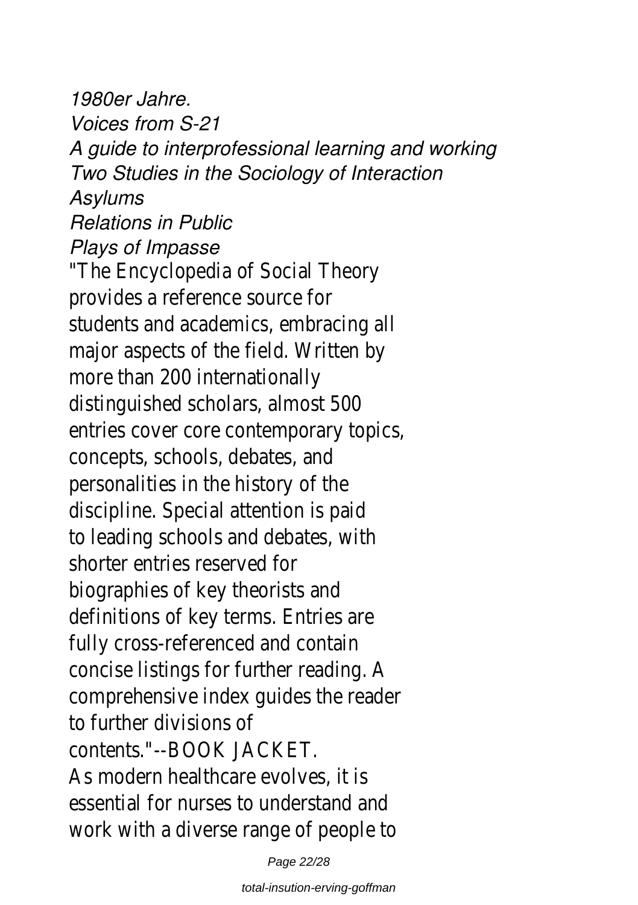*1980er Jahre.*
*Voices from S-21*
*A guide to interprofessional learning and working*
*Two Studies in the Sociology of Interaction*
*Asylums*
*Relations in Public*
*Plays of Impasse*

"The Encyclopedia of Social Theory provides a reference source for students and academics, embracing all major aspects of the field. Written by more than 200 internationally distinguished scholars, almost 500 entries cover core contemporary topics, concepts, schools, debates, and personalities in the history of the discipline. Special attention is paid to leading schools and debates, with shorter entries reserved for biographies of key theorists and definitions of key terms. Entries are fully cross-referenced and contain concise listings for further reading. A comprehensive index guides the reader to further divisions of contents."--BOOK JACKET.

As modern healthcare evolves, it is essential for nurses to understand and work with a diverse range of people to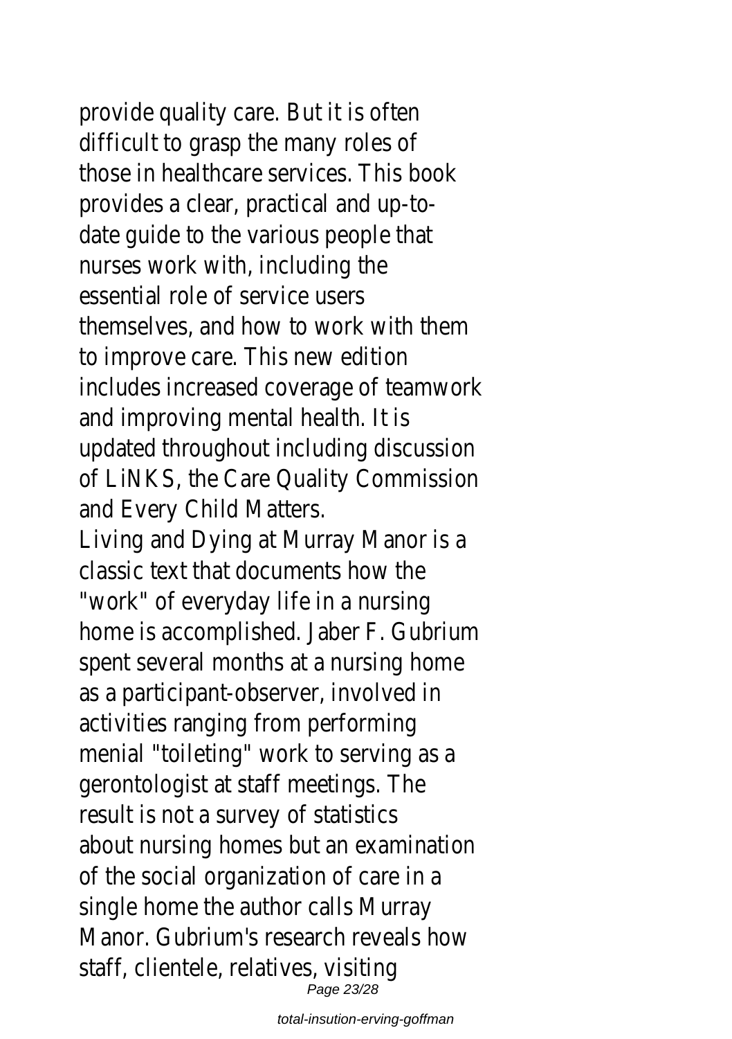provide quality care. But it is often difficult to grasp the many roles of those in healthcare services. This book provides a clear, practical and up-to-date guide to the various people that nurses work with, including the essential role of service users themselves, and how to work with them to improve care. This new edition includes increased coverage of teamwork and improving mental health. It is updated throughout including discussion of LiNKS, the Care Quality Commission and Every Child Matters.

Living and Dying at Murray Manor is a classic text that documents how the "work" of everyday life in a nursing home is accomplished. Jaber F. Gubrium spent several months at a nursing home as a participant-observer, involved in activities ranging from performing menial "toileting" work to serving as a gerontologist at staff meetings. The result is not a survey of statistics about nursing homes but an examination of the social organization of care in a single home the author calls Murray Manor. Gubrium's research reveals how staff, clientele, relatives, visiting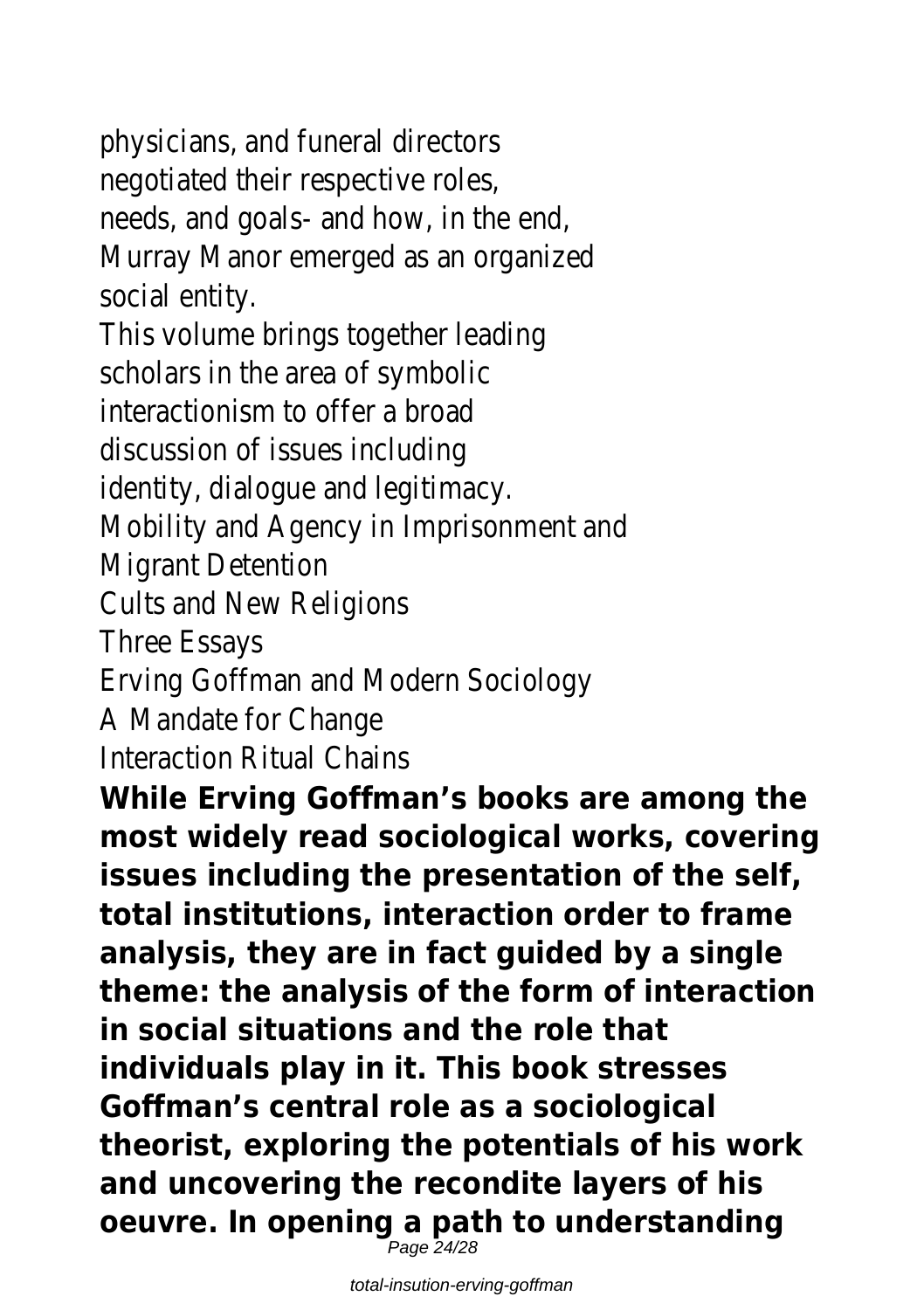physicians, and funeral directors negotiated their respective roles, needs, and goals- and how, in the end, Murray Manor emerged as an organized social entity.

This volume brings together leading scholars in the area of symbolic interactionism to offer a broad discussion of issues including identity, dialogue and legitimacy.

Mobility and Agency in Imprisonment and Migrant Detention

Cults and New Religions

Three Essays

Erving Goffman and Modern Sociology

A Mandate for Change

Interaction Ritual Chains

**While Erving Goffman's books are among the most widely read sociological works, covering issues including the presentation of the self, total institutions, interaction order to frame analysis, they are in fact guided by a single theme: the analysis of the form of interaction in social situations and the role that individuals play in it. This book stresses Goffman's central role as a sociological theorist, exploring the potentials of his work and uncovering the recondite layers of his oeuvre. In opening a path to understanding**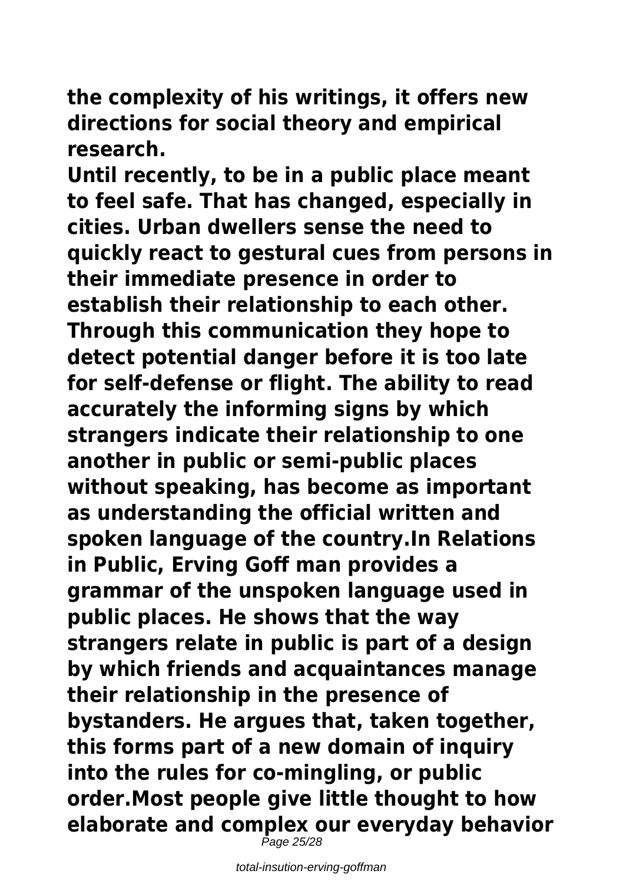**the complexity of his writings, it offers new directions for social theory and empirical research.**

**Until recently, to be in a public place meant to feel safe. That has changed, especially in cities. Urban dwellers sense the need to quickly react to gestural cues from persons in their immediate presence in order to establish their relationship to each other. Through this communication they hope to detect potential danger before it is too late for self-defense or flight. The ability to read accurately the informing signs by which strangers indicate their relationship to one another in public or semi-public places without speaking, has become as important as understanding the official written and spoken language of the country.In Relations in Public, Erving Goff man provides a grammar of the unspoken language used in public places. He shows that the way strangers relate in public is part of a design by which friends and acquaintances manage their relationship in the presence of bystanders. He argues that, taken together, this forms part of a new domain of inquiry into the rules for co-mingling, or public order.Most people give little thought to how elaborate and complex our everyday behavior**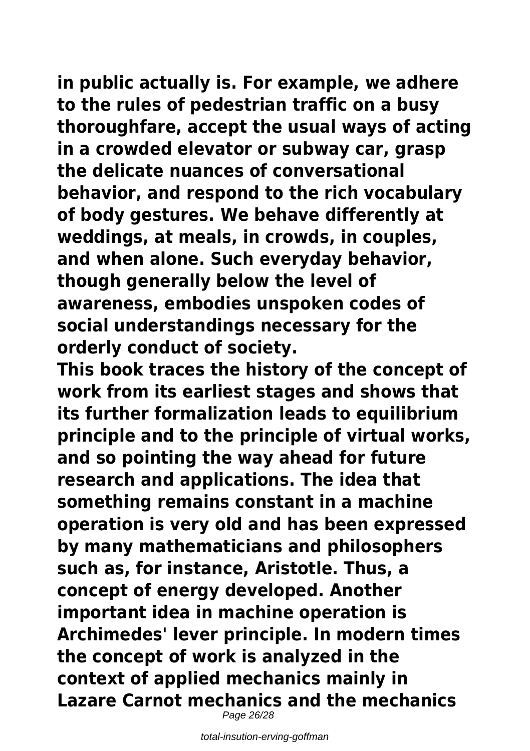**in public actually is. For example, we adhere to the rules of pedestrian traffic on a busy thoroughfare, accept the usual ways of acting in a crowded elevator or subway car, grasp the delicate nuances of conversational behavior, and respond to the rich vocabulary of body gestures. We behave differently at weddings, at meals, in crowds, in couples, and when alone. Such everyday behavior, though generally below the level of awareness, embodies unspoken codes of social understandings necessary for the orderly conduct of society.**

**This book traces the history of the concept of work from its earliest stages and shows that its further formalization leads to equilibrium principle and to the principle of virtual works, and so pointing the way ahead for future research and applications. The idea that something remains constant in a machine operation is very old and has been expressed by many mathematicians and philosophers such as, for instance, Aristotle. Thus, a concept of energy developed. Another important idea in machine operation is Archimedes' lever principle. In modern times the concept of work is analyzed in the context of applied mechanics mainly in Lazare Carnot mechanics and the mechanics**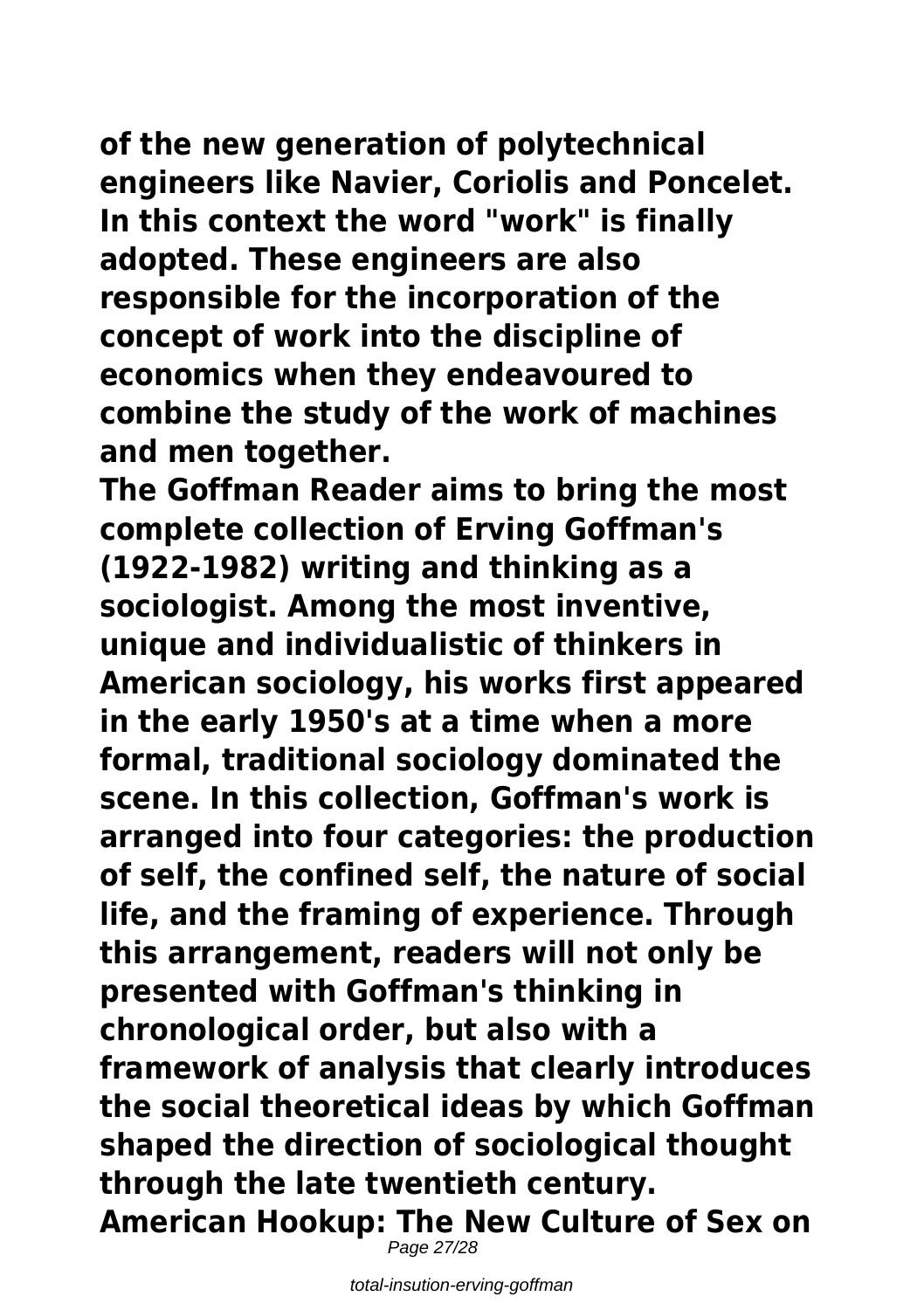**of the new generation of polytechnical engineers like Navier, Coriolis and Poncelet. In this context the word "work" is finally adopted. These engineers are also responsible for the incorporation of the concept of work into the discipline of economics when they endeavoured to combine the study of the work of machines and men together.**

**The Goffman Reader aims to bring the most complete collection of Erving Goffman's (1922-1982) writing and thinking as a sociologist. Among the most inventive, unique and individualistic of thinkers in American sociology, his works first appeared in the early 1950's at a time when a more formal, traditional sociology dominated the scene. In this collection, Goffman's work is arranged into four categories: the production of self, the confined self, the nature of social life, and the framing of experience. Through this arrangement, readers will not only be presented with Goffman's thinking in chronological order, but also with a framework of analysis that clearly introduces the social theoretical ideas by which Goffman shaped the direction of sociological thought through the late twentieth century.**

**American Hookup: The New Culture of Sex on**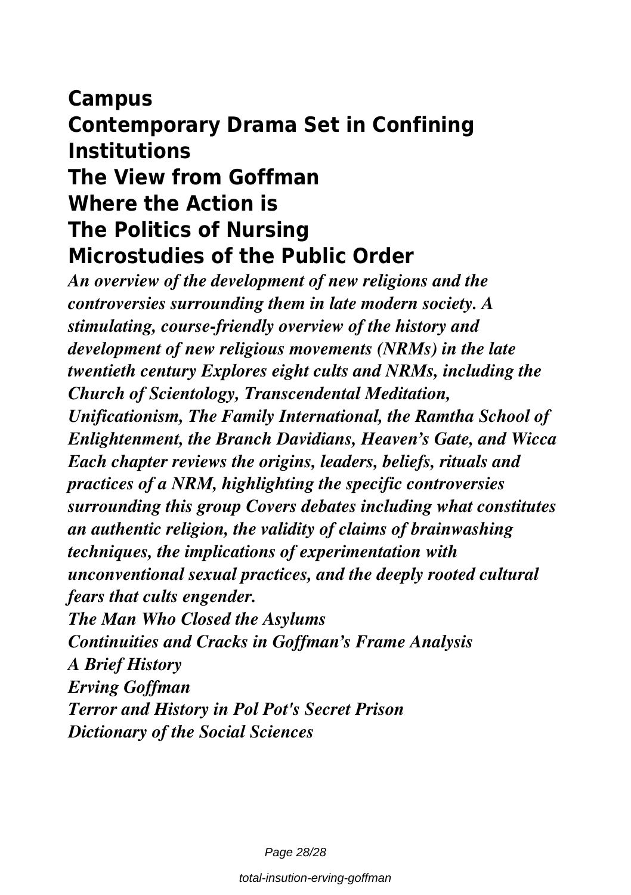**Campus**
**Contemporary Drama Set in Confining Institutions**
**The View from Goffman**
**Where the Action is**
**The Politics of Nursing**
**Microstudies of the Public Order**

***An overview of the development of new religions and the controversies surrounding them in late modern society. A stimulating, course-friendly overview of the history and development of new religious movements (NRMs) in the late twentieth century Explores eight cults and NRMs, including the Church of Scientology, Transcendental Meditation, Unificationism, The Family International, the Ramtha School of Enlightenment, the Branch Davidians, Heaven's Gate, and Wicca Each chapter reviews the origins, leaders, beliefs, rituals and practices of a NRM, highlighting the specific controversies surrounding this group Covers debates including what constitutes an authentic religion, the validity of claims of brainwashing techniques, the implications of experimentation with unconventional sexual practices, and the deeply rooted cultural fears that cults engender.***

***The Man Who Closed the Asylums***
***Continuities and Cracks in Goffman's Frame Analysis***
***A Brief History***
***Erving Goffman***
***Terror and History in Pol Pot's Secret Prison***
***Dictionary of the Social Sciences***